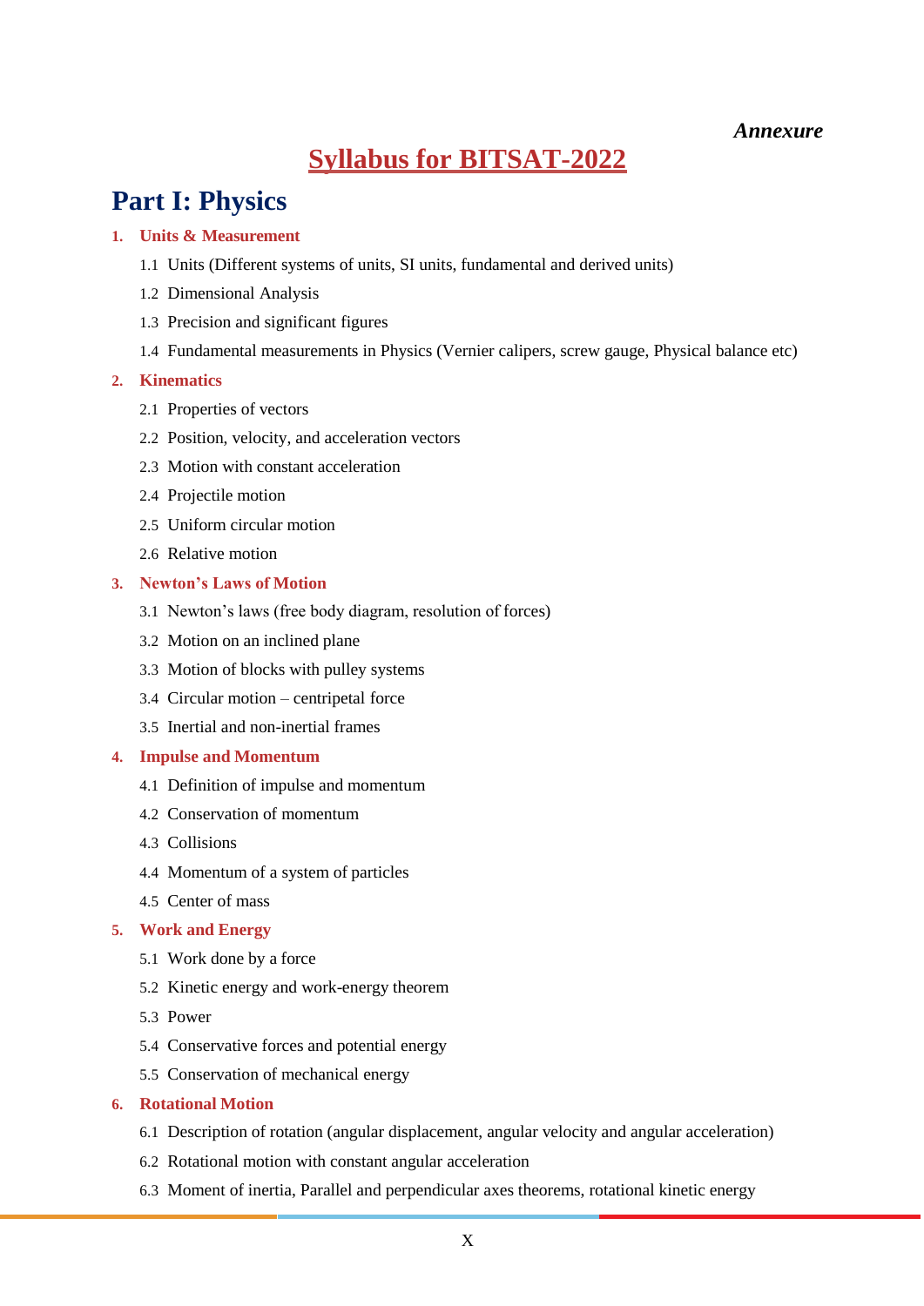*Annexure*

# Syllabus for BITSAT-2022

## Part I: Physics

### 1. Units & Measurement

1.1 Units (Different systems of units, SI units, fundamental and derived units)

1.2 Dimensional Analysis

1.3 Precision and significant figures

1.4 Fundamental measurements in Physics (Vernier calipers, screw gauge, Physical balance etc)

### 2. Kinematics

2.1 Properties of vectors

2.2 Position, velocity, and acceleration vectors

2.3 Motion with constant acceleration

2.4 Projectile motion

2.5 Uniform circular motion

2.6 Relative motion

### 3. Newton's Laws of Motion

3.1 Newton's laws (free body diagram, resolution of forces)

3.2 Motion on an inclined plane

3.3 Motion of blocks with pulley systems

3.4 Circular motion – centripetal force

3.5 Inertial and non-inertial frames

### 4. Impulse and Momentum

4.1 Definition of impulse and momentum

4.2 Conservation of momentum

4.3 Collisions

4.4 Momentum of a system of particles

4.5 Center of mass

### 5. Work and Energy

5.1 Work done by a force

5.2 Kinetic energy and work-energy theorem

5.3 Power

5.4 Conservative forces and potential energy

5.5 Conservation of mechanical energy

### 6. Rotational Motion

6.1 Description of rotation (angular displacement, angular velocity and angular acceleration)

6.2 Rotational motion with constant angular acceleration

6.3 Moment of inertia, Parallel and perpendicular axes theorems, rotational kinetic energy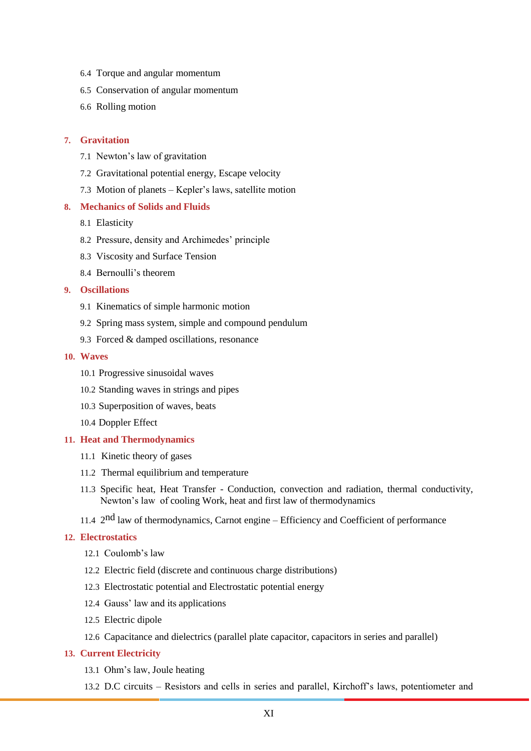6.4 Torque and angular momentum

6.5 Conservation of angular momentum

6.6 Rolling motion

**7. Gravitation**

7.1 Newton's law of gravitation

7.2 Gravitational potential energy, Escape velocity

7.3 Motion of planets – Kepler's laws, satellite motion

**8. Mechanics of Solids and Fluids**

8.1 Elasticity

8.2 Pressure, density and Archimedes' principle

8.3 Viscosity and Surface Tension

8.4 Bernoulli's theorem

**9. Oscillations**

9.1 Kinematics of simple harmonic motion

9.2 Spring mass system, simple and compound pendulum

9.3 Forced & damped oscillations, resonance

**10. Waves**

10.1 Progressive sinusoidal waves

10.2 Standing waves in strings and pipes

10.3 Superposition of waves, beats

10.4 Doppler Effect

**11. Heat and Thermodynamics**

11.1 Kinetic theory of gases

11.2 Thermal equilibrium and temperature

11.3 Specific heat, Heat Transfer - Conduction, convection and radiation, thermal conductivity, Newton's law of cooling Work, heat and first law of thermodynamics

11.4 $2^{nd}$ law of thermodynamics, Carnot engine – Efficiency and Coefficient of performance

**12. Electrostatics**

12.1 Coulomb's law

12.2 Electric field (discrete and continuous charge distributions)

12.3 Electrostatic potential and Electrostatic potential energy

12.4 Gauss' law and its applications

12.5 Electric dipole

12.6 Capacitance and dielectrics (parallel plate capacitor, capacitors in series and parallel)

**13. Current Electricity**

13.1 Ohm's law, Joule heating

13.2 D.C circuits – Resistors and cells in series and parallel, Kirchoff's laws, potentiometer and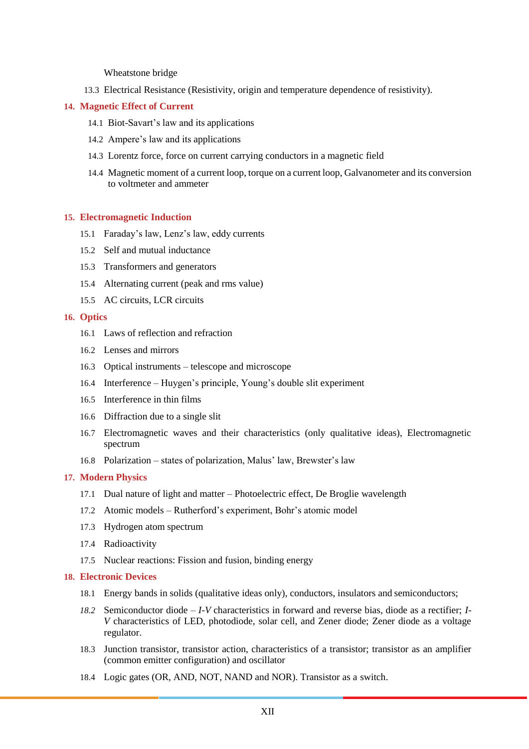Wheatstone bridge

13.3 Electrical Resistance (Resistivity, origin and temperature dependence of resistivity).

## 14. Magnetic Effect of Current

14.1 Biot-Savart's law and its applications

14.2 Ampere's law and its applications

14.3 Lorentz force, force on current carrying conductors in a magnetic field

14.4 Magnetic moment of a current loop, torque on a current loop, Galvanometer and its conversion to voltmeter and ammeter

## 15. Electromagnetic Induction

15.1 Faraday's law, Lenz's law, eddy currents

15.2 Self and mutual inductance

15.3 Transformers and generators

15.4 Alternating current (peak and rms value)

15.5 AC circuits, LCR circuits

## 16. Optics

16.1 Laws of reflection and refraction

16.2 Lenses and mirrors

16.3 Optical instruments – telescope and microscope

16.4 Interference – Huygen's principle, Young's double slit experiment

16.5 Interference in thin films

16.6 Diffraction due to a single slit

16.7 Electromagnetic waves and their characteristics (only qualitative ideas), Electromagnetic spectrum

16.8 Polarization – states of polarization, Malus' law, Brewster's law

## 17. Modern Physics

17.1 Dual nature of light and matter – Photoelectric effect, De Broglie wavelength

17.2 Atomic models – Rutherford's experiment, Bohr's atomic model

17.3 Hydrogen atom spectrum

17.4 Radioactivity

17.5 Nuclear reactions: Fission and fusion, binding energy

## 18. Electronic Devices

18.1 Energy bands in solids (qualitative ideas only), conductors, insulators and semiconductors;

*18.2* Semiconductor diode – *I-V* characteristics in forward and reverse bias, diode as a rectifier; *I-V* characteristics of LED, photodiode, solar cell, and Zener diode; Zener diode as a voltage regulator.

18.3 Junction transistor, transistor action, characteristics of a transistor; transistor as an amplifier (common emitter configuration) and oscillator

18.4 Logic gates (OR, AND, NOT, NAND and NOR). Transistor as a switch.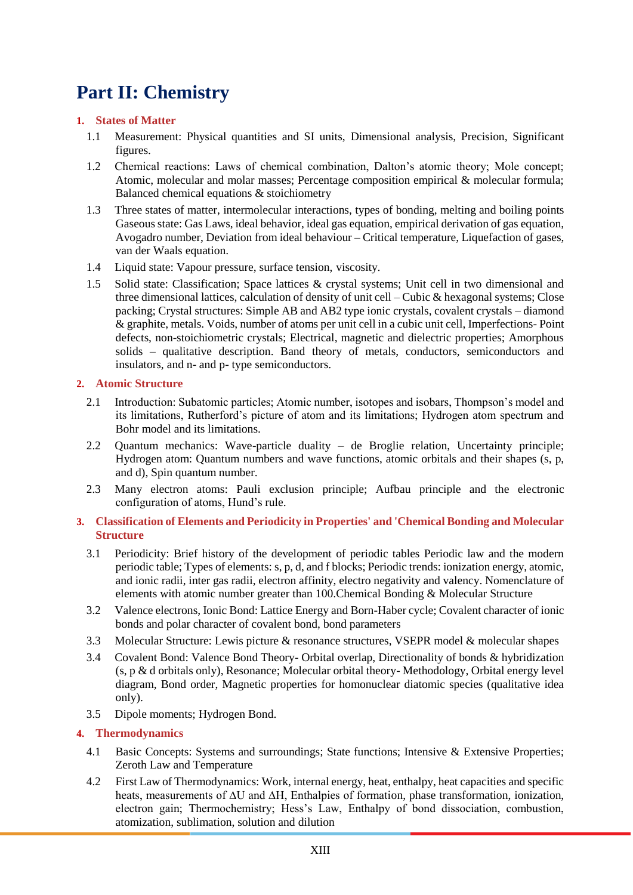# Part II: Chemistry

## 1. States of Matter

1.1 Measurement: Physical quantities and SI units, Dimensional analysis, Precision, Significant figures.

1.2 Chemical reactions: Laws of chemical combination, Dalton's atomic theory; Mole concept; Atomic, molecular and molar masses; Percentage composition empirical & molecular formula; Balanced chemical equations & stoichiometry

1.3 Three states of matter, intermolecular interactions, types of bonding, melting and boiling points Gaseous state: Gas Laws, ideal behavior, ideal gas equation, empirical derivation of gas equation, Avogadro number, Deviation from ideal behaviour – Critical temperature, Liquefaction of gases, van der Waals equation.

1.4 Liquid state: Vapour pressure, surface tension, viscosity.

1.5 Solid state: Classification; Space lattices & crystal systems; Unit cell in two dimensional and three dimensional lattices, calculation of density of unit cell – Cubic & hexagonal systems; Close packing; Crystal structures: Simple AB and AB2 type ionic crystals, covalent crystals – diamond & graphite, metals. Voids, number of atoms per unit cell in a cubic unit cell, Imperfections- Point defects, non-stoichiometric crystals; Electrical, magnetic and dielectric properties; Amorphous solids – qualitative description. Band theory of metals, conductors, semiconductors and insulators, and n- and p- type semiconductors.

## 2. Atomic Structure

2.1 Introduction: Subatomic particles; Atomic number, isotopes and isobars, Thompson's model and its limitations, Rutherford's picture of atom and its limitations; Hydrogen atom spectrum and Bohr model and its limitations.

2.2 Quantum mechanics: Wave-particle duality – de Broglie relation, Uncertainty principle; Hydrogen atom: Quantum numbers and wave functions, atomic orbitals and their shapes (s, p, and d), Spin quantum number.

2.3 Many electron atoms: Pauli exclusion principle; Aufbau principle and the electronic configuration of atoms, Hund's rule.

## 3. Classification of Elements and Periodicity in Properties' and 'Chemical Bonding and Molecular Structure

3.1 Periodicity: Brief history of the development of periodic tables Periodic law and the modern periodic table; Types of elements: s, p, d, and f blocks; Periodic trends: ionization energy, atomic, and ionic radii, inter gas radii, electron affinity, electro negativity and valency. Nomenclature of elements with atomic number greater than 100.Chemical Bonding & Molecular Structure

3.2 Valence electrons, Ionic Bond: Lattice Energy and Born-Haber cycle; Covalent character of ionic bonds and polar character of covalent bond, bond parameters

3.3 Molecular Structure: Lewis picture & resonance structures, VSEPR model & molecular shapes

3.4 Covalent Bond: Valence Bond Theory- Orbital overlap, Directionality of bonds & hybridization (s, p & d orbitals only), Resonance; Molecular orbital theory- Methodology, Orbital energy level diagram, Bond order, Magnetic properties for homonuclear diatomic species (qualitative idea only).

3.5 Dipole moments; Hydrogen Bond.

## 4. Thermodynamics

4.1 Basic Concepts: Systems and surroundings; State functions; Intensive & Extensive Properties; Zeroth Law and Temperature

4.2 First Law of Thermodynamics: Work, internal energy, heat, enthalpy, heat capacities and specific heats, measurements of $\Delta U$ and $\Delta H$, Enthalpies of formation, phase transformation, ionization, electron gain; Thermochemistry; Hess's Law, Enthalpy of bond dissociation, combustion, atomization, sublimation, solution and dilution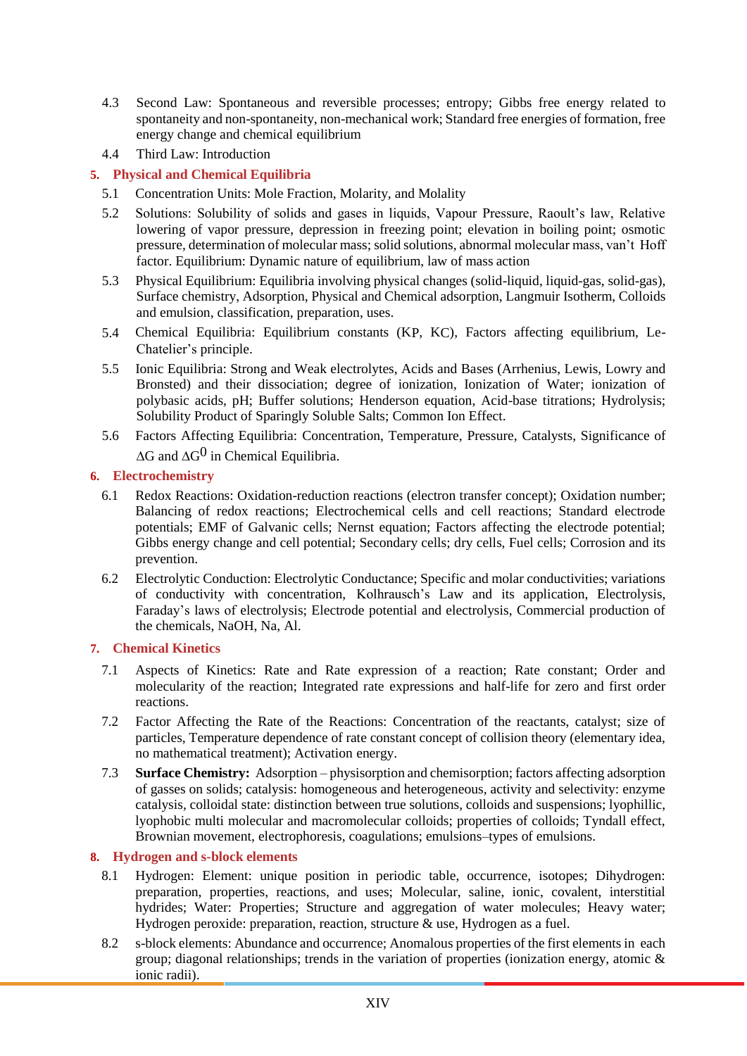4.3 Second Law: Spontaneous and reversible processes; entropy; Gibbs free energy related to spontaneity and non-spontaneity, non-mechanical work; Standard free energies of formation, free energy change and chemical equilibrium

4.4 Third Law: Introduction

## 5. Physical and Chemical Equilibria

5.1 Concentration Units: Mole Fraction, Molarity, and Molality

5.2 Solutions: Solubility of solids and gases in liquids, Vapour Pressure, Raoult's law, Relative lowering of vapor pressure, depression in freezing point; elevation in boiling point; osmotic pressure, determination of molecular mass; solid solutions, abnormal molecular mass, van't Hoff factor. Equilibrium: Dynamic nature of equilibrium, law of mass action

5.3 Physical Equilibrium: Equilibria involving physical changes (solid-liquid, liquid-gas, solid-gas), Surface chemistry, Adsorption, Physical and Chemical adsorption, Langmuir Isotherm, Colloids and emulsion, classification, preparation, uses.

5.4 Chemical Equilibria: Equilibrium constants (KP, KC), Factors affecting equilibrium, Le-Chatelier's principle.

5.5 Ionic Equilibria: Strong and Weak electrolytes, Acids and Bases (Arrhenius, Lewis, Lowry and Bronsted) and their dissociation; degree of ionization, Ionization of Water; ionization of polybasic acids, pH; Buffer solutions; Henderson equation, Acid-base titrations; Hydrolysis; Solubility Product of Sparingly Soluble Salts; Common Ion Effect.

5.6 Factors Affecting Equilibria: Concentration, Temperature, Pressure, Catalysts, Significance of $\Delta G$ and $\Delta G^0$ in Chemical Equilibria.

## 6. Electrochemistry

6.1 Redox Reactions: Oxidation-reduction reactions (electron transfer concept); Oxidation number; Balancing of redox reactions; Electrochemical cells and cell reactions; Standard electrode potentials; EMF of Galvanic cells; Nernst equation; Factors affecting the electrode potential; Gibbs energy change and cell potential; Secondary cells; dry cells, Fuel cells; Corrosion and its prevention.

6.2 Electrolytic Conduction: Electrolytic Conductance; Specific and molar conductivities; variations of conductivity with concentration, Kolhrausch's Law and its application, Electrolysis, Faraday's laws of electrolysis; Electrode potential and electrolysis, Commercial production of the chemicals, NaOH, Na, Al.

## 7. Chemical Kinetics

7.1 Aspects of Kinetics: Rate and Rate expression of a reaction; Rate constant; Order and molecularity of the reaction; Integrated rate expressions and half-life for zero and first order reactions.

7.2 Factor Affecting the Rate of the Reactions: Concentration of the reactants, catalyst; size of particles, Temperature dependence of rate constant concept of collision theory (elementary idea, no mathematical treatment); Activation energy.

7.3 **Surface Chemistry:** Adsorption – physisorption and chemisorption; factors affecting adsorption of gasses on solids; catalysis: homogeneous and heterogeneous, activity and selectivity: enzyme catalysis, colloidal state: distinction between true solutions, colloids and suspensions; lyophillic, lyophobic multi molecular and macromolecular colloids; properties of colloids; Tyndall effect, Brownian movement, electrophoresis, coagulations; emulsions–types of emulsions.

## 8. Hydrogen and s-block elements

8.1 Hydrogen: Element: unique position in periodic table, occurrence, isotopes; Dihydrogen: preparation, properties, reactions, and uses; Molecular, saline, ionic, covalent, interstitial hydrides; Water: Properties; Structure and aggregation of water molecules; Heavy water; Hydrogen peroxide: preparation, reaction, structure & use, Hydrogen as a fuel.

8.2 s-block elements: Abundance and occurrence; Anomalous properties of the first elements in each group; diagonal relationships; trends in the variation of properties (ionization energy, atomic & ionic radii).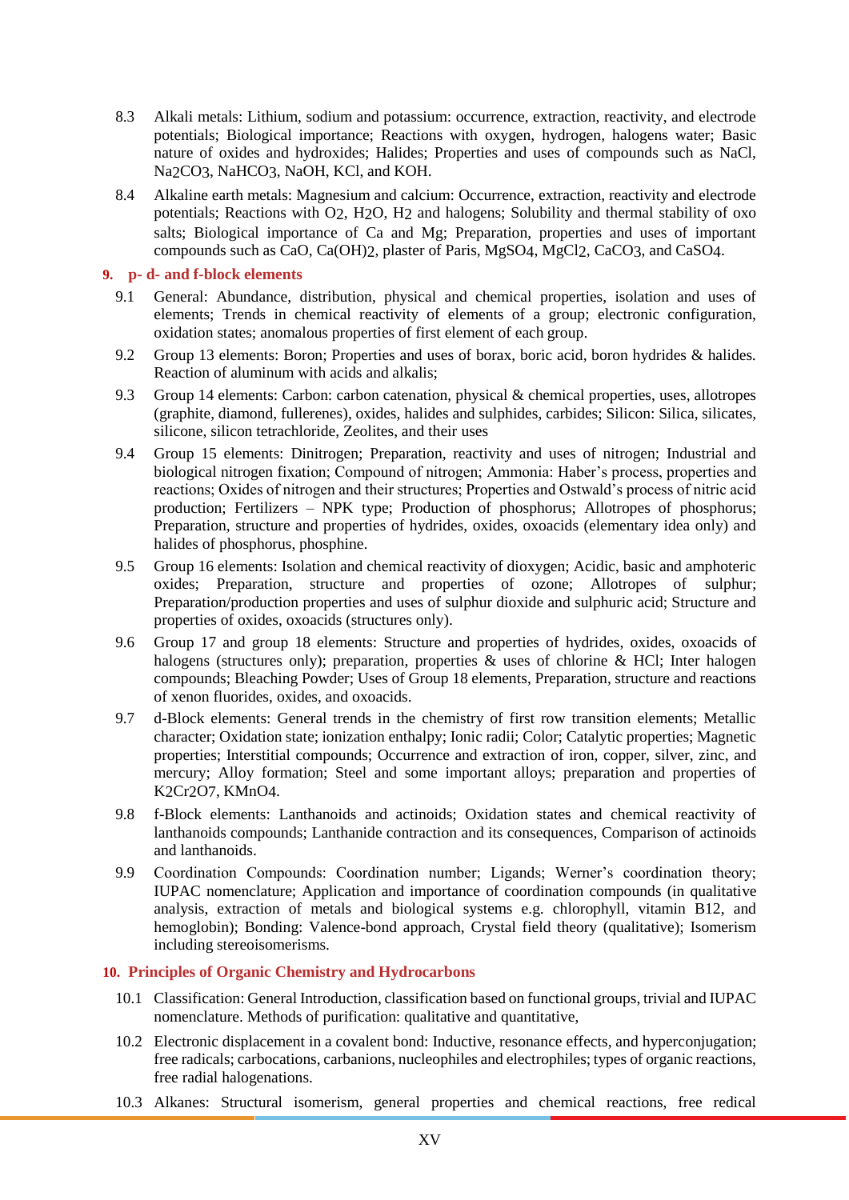8.3 Alkali metals: Lithium, sodium and potassium: occurrence, extraction, reactivity, and electrode potentials; Biological importance; Reactions with oxygen, hydrogen, halogens water; Basic nature of oxides and hydroxides; Halides; Properties and uses of compounds such as NaCl, $Na_2CO_3$, $NaHCO_3$, NaOH, KCl, and KOH.

8.4 Alkaline earth metals: Magnesium and calcium: Occurrence, extraction, reactivity and electrode potentials; Reactions with $O_2$, $H_2O$, $H_2$ and halogens; Solubility and thermal stability of oxo salts; Biological importance of Ca and Mg; Preparation, properties and uses of important compounds such as CaO, $Ca(OH)_2$, plaster of Paris, $MgSO_4$, $MgCl_2$, $CaCO_3$, and $CaSO_4$.

## 9. p- d- and f-block elements

9.1 General: Abundance, distribution, physical and chemical properties, isolation and uses of elements; Trends in chemical reactivity of elements of a group; electronic configuration, oxidation states; anomalous properties of first element of each group.

9.2 Group 13 elements: Boron; Properties and uses of borax, boric acid, boron hydrides & halides. Reaction of aluminum with acids and alkalis;

9.3 Group 14 elements: Carbon: carbon catenation, physical & chemical properties, uses, allotropes (graphite, diamond, fullerenes), oxides, halides and sulphides, carbides; Silicon: Silica, silicates, silicone, silicon tetrachloride, Zeolites, and their uses

9.4 Group 15 elements: Dinitrogen; Preparation, reactivity and uses of nitrogen; Industrial and biological nitrogen fixation; Compound of nitrogen; Ammonia: Haber's process, properties and reactions; Oxides of nitrogen and their structures; Properties and Ostwald's process of nitric acid production; Fertilizers – NPK type; Production of phosphorus; Allotropes of phosphorus; Preparation, structure and properties of hydrides, oxides, oxoacids (elementary idea only) and halides of phosphorus, phosphine.

9.5 Group 16 elements: Isolation and chemical reactivity of dioxygen; Acidic, basic and amphoteric oxides; Preparation, structure and properties of ozone; Allotropes of sulphur; Preparation/production properties and uses of sulphur dioxide and sulphuric acid; Structure and properties of oxides, oxoacids (structures only).

9.6 Group 17 and group 18 elements: Structure and properties of hydrides, oxides, oxoacids of halogens (structures only); preparation, properties & uses of chlorine & HCl; Inter halogen compounds; Bleaching Powder; Uses of Group 18 elements, Preparation, structure and reactions of xenon fluorides, oxides, and oxoacids.

9.7 d-Block elements: General trends in the chemistry of first row transition elements; Metallic character; Oxidation state; ionization enthalpy; Ionic radii; Color; Catalytic properties; Magnetic properties; Interstitial compounds; Occurrence and extraction of iron, copper, silver, zinc, and mercury; Alloy formation; Steel and some important alloys; preparation and properties of $K_2Cr_2O_7$, $KMnO_4$.

9.8 f-Block elements: Lanthanoids and actinoids; Oxidation states and chemical reactivity of lanthanoids compounds; Lanthanide contraction and its consequences, Comparison of actinoids and lanthanoids.

9.9 Coordination Compounds: Coordination number; Ligands; Werner's coordination theory; IUPAC nomenclature; Application and importance of coordination compounds (in qualitative analysis, extraction of metals and biological systems e.g. chlorophyll, vitamin B12, and hemoglobin); Bonding: Valence-bond approach, Crystal field theory (qualitative); Isomerism including stereoisomerisms.

## 10. Principles of Organic Chemistry and Hydrocarbons

10.1 Classification: General Introduction, classification based on functional groups, trivial and IUPAC nomenclature. Methods of purification: qualitative and quantitative,

10.2 Electronic displacement in a covalent bond: Inductive, resonance effects, and hyperconjugation; free radicals; carbocations, carbanions, nucleophiles and electrophiles; types of organic reactions, free radial halogenations.

10.3 Alkanes: Structural isomerism, general properties and chemical reactions, free redical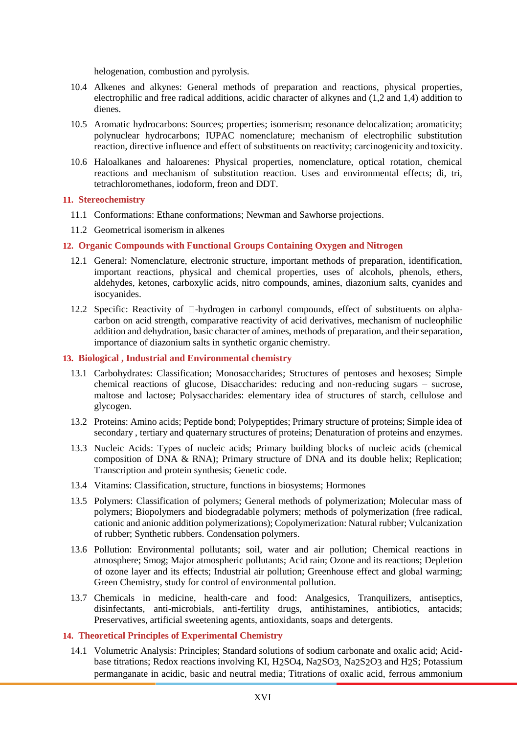helogenation, combustion and pyrolysis.

10.4 Alkenes and alkynes: General methods of preparation and reactions, physical properties, electrophilic and free radical additions, acidic character of alkynes and (1,2 and 1,4) addition to dienes.

10.5 Aromatic hydrocarbons: Sources; properties; isomerism; resonance delocalization; aromaticity; polynuclear hydrocarbons; IUPAC nomenclature; mechanism of electrophilic substitution reaction, directive influence and effect of substituents on reactivity; carcinogenicity and toxicity.

10.6 Haloalkanes and haloarenes: Physical properties, nomenclature, optical rotation, chemical reactions and mechanism of substitution reaction. Uses and environmental effects; di, tri, tetrachloromethanes, iodoform, freon and DDT.

## 11. Stereochemistry

11.1 Conformations: Ethane conformations; Newman and Sawhorse projections.

11.2 Geometrical isomerism in alkenes

## 12. Organic Compounds with Functional Groups Containing Oxygen and Nitrogen

12.1 General: Nomenclature, electronic structure, important methods of preparation, identification, important reactions, physical and chemical properties, uses of alcohols, phenols, ethers, aldehydes, ketones, carboxylic acids, nitro compounds, amines, diazonium salts, cyanides and isocyanides.

12.2 Specific: Reactivity of □-hydrogen in carbonyl compounds, effect of substituents on alpha-carbon on acid strength, comparative reactivity of acid derivatives, mechanism of nucleophilic addition and dehydration, basic character of amines, methods of preparation, and their separation, importance of diazonium salts in synthetic organic chemistry.

## 13. Biological , Industrial and Environmental chemistry

13.1 Carbohydrates: Classification; Monosaccharides; Structures of pentoses and hexoses; Simple chemical reactions of glucose, Disaccharides: reducing and non-reducing sugars – sucrose, maltose and lactose; Polysaccharides: elementary idea of structures of starch, cellulose and glycogen.

13.2 Proteins: Amino acids; Peptide bond; Polypeptides; Primary structure of proteins; Simple idea of secondary , tertiary and quaternary structures of proteins; Denaturation of proteins and enzymes.

13.3 Nucleic Acids: Types of nucleic acids; Primary building blocks of nucleic acids (chemical composition of DNA & RNA); Primary structure of DNA and its double helix; Replication; Transcription and protein synthesis; Genetic code.

13.4 Vitamins: Classification, structure, functions in biosystems; Hormones

13.5 Polymers: Classification of polymers; General methods of polymerization; Molecular mass of polymers; Biopolymers and biodegradable polymers; methods of polymerization (free radical, cationic and anionic addition polymerizations); Copolymerization: Natural rubber; Vulcanization of rubber; Synthetic rubbers. Condensation polymers.

13.6 Pollution: Environmental pollutants; soil, water and air pollution; Chemical reactions in atmosphere; Smog; Major atmospheric pollutants; Acid rain; Ozone and its reactions; Depletion of ozone layer and its effects; Industrial air pollution; Greenhouse effect and global warming; Green Chemistry, study for control of environmental pollution.

13.7 Chemicals in medicine, health-care and food: Analgesics, Tranquilizers, antiseptics, disinfectants, anti-microbials, anti-fertility drugs, antihistamines, antibiotics, antacids; Preservatives, artificial sweetening agents, antioxidants, soaps and detergents.

## 14. Theoretical Principles of Experimental Chemistry

14.1 Volumetric Analysis: Principles; Standard solutions of sodium carbonate and oxalic acid; Acid-base titrations; Redox reactions involving KI, $H_2SO_4$, $Na_2SO_3$, $Na_2S_2O_3$ and $H_2S$; Potassium permanganate in acidic, basic and neutral media; Titrations of oxalic acid, ferrous ammonium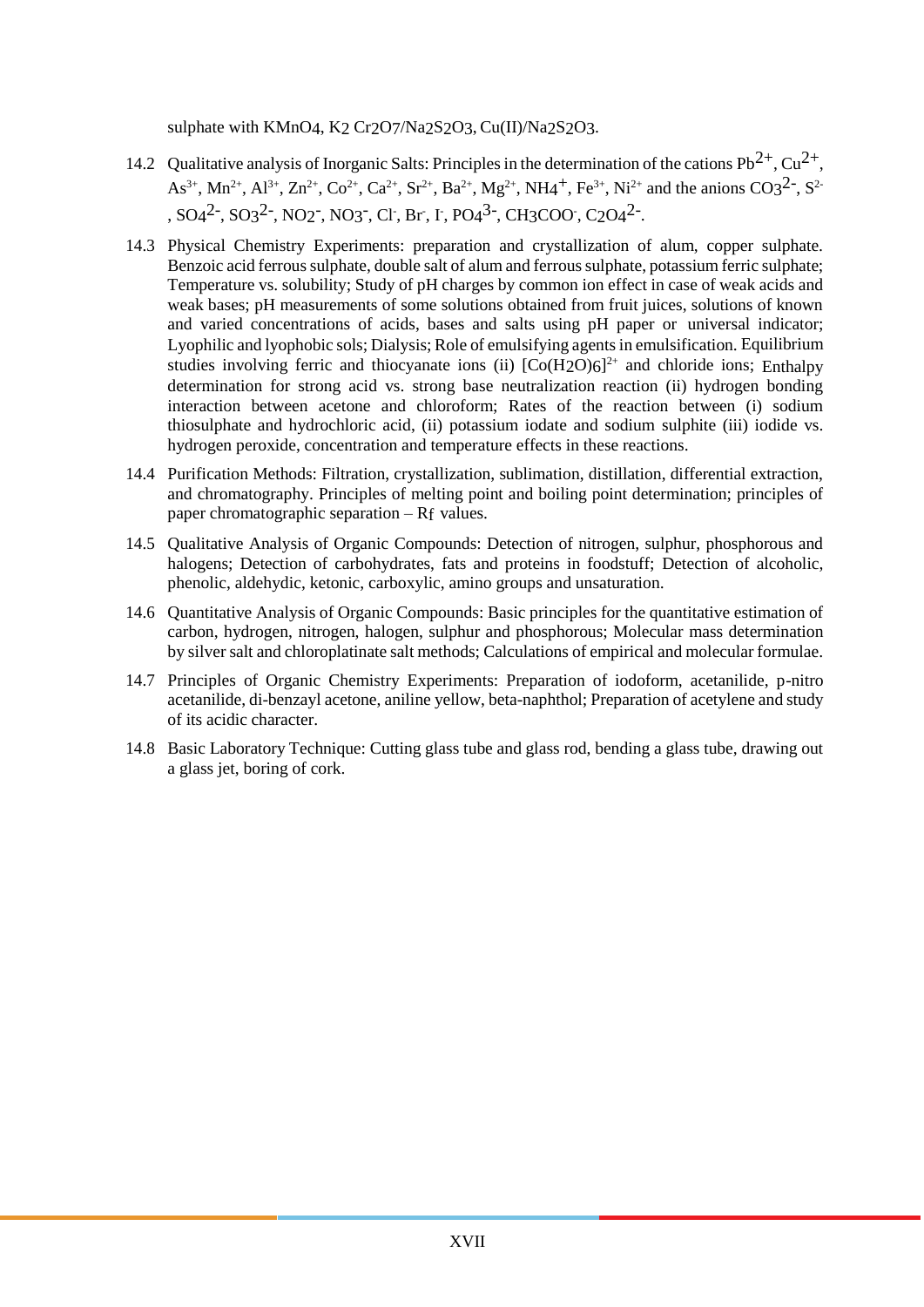sulphate with $KMnO_4$, $K_2Cr_2O_7/Na_2S_2O_3$, $Cu(II)/Na_2S_2O_3$.

14.2 Qualitative analysis of Inorganic Salts: Principles in the determination of the cations $Pb^{2+}$, $Cu^{2+}$, $As^{3+}$, $Mn^{2+}$, $Al^{3+}$, $Zn^{2+}$, $Co^{2+}$, $Ca^{2+}$, $Sr^{2+}$, $Ba^{2+}$, $Mg^{2+}$, $NH_4^+$, $Fe^{3+}$, $Ni^{2+}$ and the anions $CO_3^{2-}$, $S^{2-}$, $SO_4^{2-}$, $SO_3^{2-}$, $NO_2^-$, $NO_3^-$, $Cl^-$, $Br^-$, $I^-$, $PO_4^{3-}$, $CH_3COO^-$, $C_2O_4^{2-}$.

14.3 Physical Chemistry Experiments: preparation and crystallization of alum, copper sulphate. Benzoic acid ferrous sulphate, double salt of alum and ferrous sulphate, potassium ferric sulphate; Temperature vs. solubility; Study of pH charges by common ion effect in case of weak acids and weak bases; pH measurements of some solutions obtained from fruit juices, solutions of known and varied concentrations of acids, bases and salts using pH paper or universal indicator; Lyophilic and lyophobic sols; Dialysis; Role of emulsifying agents in emulsification. Equilibrium studies involving ferric and thiocyanate ions (ii) $[Co(H_2O)_6]^{2+}$ and chloride ions; Enthalpy determination for strong acid vs. strong base neutralization reaction (ii) hydrogen bonding interaction between acetone and chloroform; Rates of the reaction between (i) sodium thiosulphate and hydrochloric acid, (ii) potassium iodate and sodium sulphite (iii) iodide vs. hydrogen peroxide, concentration and temperature effects in these reactions.

14.4 Purification Methods: Filtration, crystallization, sublimation, distillation, differential extraction, and chromatography. Principles of melting point and boiling point determination; principles of paper chromatographic separation – $R_f$ values.

14.5 Qualitative Analysis of Organic Compounds: Detection of nitrogen, sulphur, phosphorous and halogens; Detection of carbohydrates, fats and proteins in foodstuff; Detection of alcoholic, phenolic, aldehydic, ketonic, carboxylic, amino groups and unsaturation.

14.6 Quantitative Analysis of Organic Compounds: Basic principles for the quantitative estimation of carbon, hydrogen, nitrogen, halogen, sulphur and phosphorous; Molecular mass determination by silver salt and chloroplatinate salt methods; Calculations of empirical and molecular formulae.

14.7 Principles of Organic Chemistry Experiments: Preparation of iodoform, acetanilide, p-nitro acetanilide, di-benzayl acetone, aniline yellow, beta-naphthol; Preparation of acetylene and study of its acidic character.

14.8 Basic Laboratory Technique: Cutting glass tube and glass rod, bending a glass tube, drawing out a glass jet, boring of cork.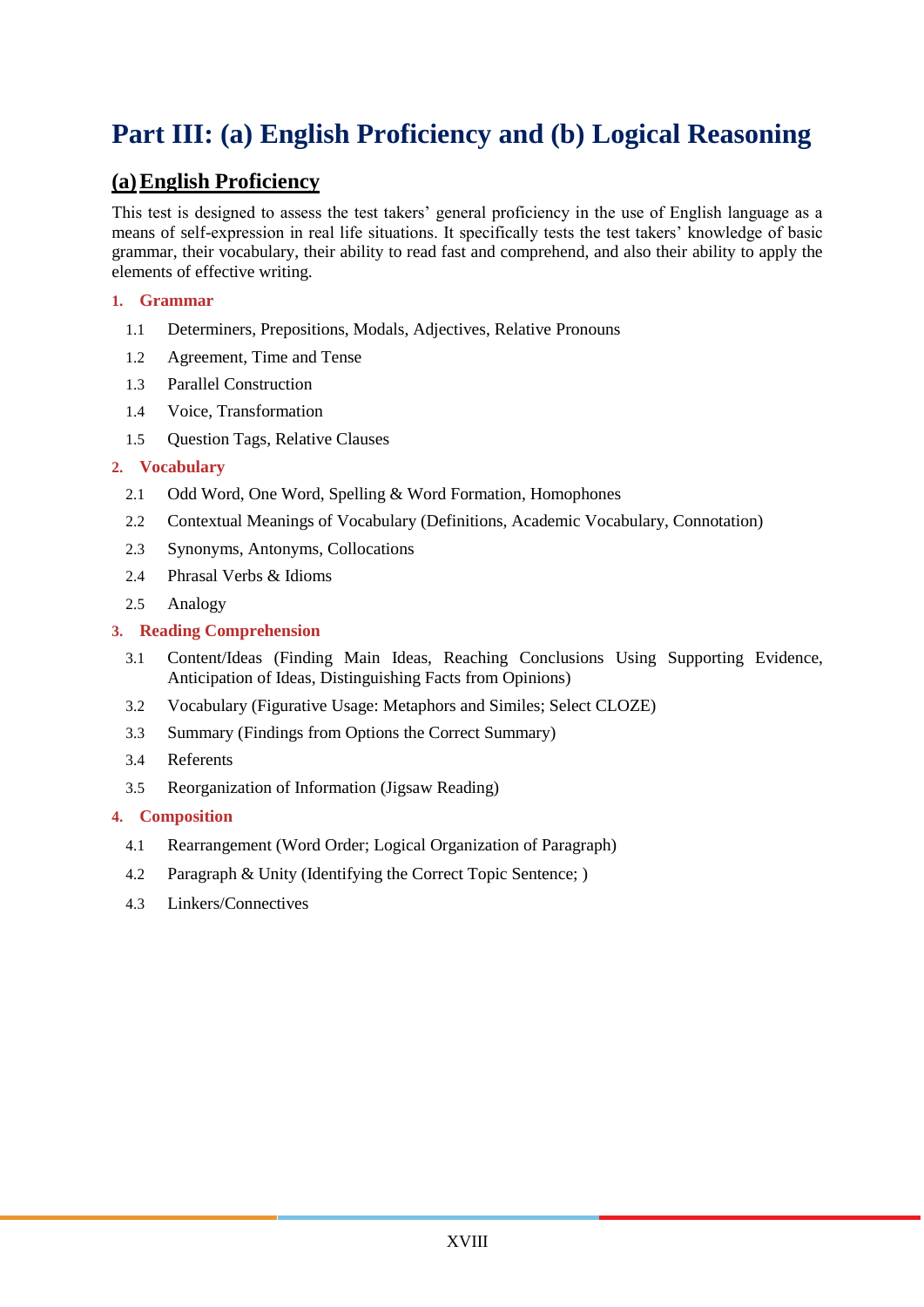# Part III: (a) English Proficiency and (b) Logical Reasoning

## (a) English Proficiency

This test is designed to assess the test takers' general proficiency in the use of English language as a means of self-expression in real life situations. It specifically tests the test takers' knowledge of basic grammar, their vocabulary, their ability to read fast and comprehend, and also their ability to apply the elements of effective writing.

### 1. Grammar

- 1.1 Determiners, Prepositions, Modals, Adjectives, Relative Pronouns
- 1.2 Agreement, Time and Tense
- 1.3 Parallel Construction
- 1.4 Voice, Transformation
- 1.5 Question Tags, Relative Clauses

### 2. Vocabulary

- 2.1 Odd Word, One Word, Spelling & Word Formation, Homophones
- 2.2 Contextual Meanings of Vocabulary (Definitions, Academic Vocabulary, Connotation)
- 2.3 Synonyms, Antonyms, Collocations
- 2.4 Phrasal Verbs & Idioms
- 2.5 Analogy

### 3. Reading Comprehension

- 3.1 Content/Ideas (Finding Main Ideas, Reaching Conclusions Using Supporting Evidence, Anticipation of Ideas, Distinguishing Facts from Opinions)
- 3.2 Vocabulary (Figurative Usage: Metaphors and Similes; Select CLOZE)
- 3.3 Summary (Findings from Options the Correct Summary)
- 3.4 Referents
- 3.5 Reorganization of Information (Jigsaw Reading)

### 4. Composition

- 4.1 Rearrangement (Word Order; Logical Organization of Paragraph)
- 4.2 Paragraph & Unity (Identifying the Correct Topic Sentence; )
- 4.3 Linkers/Connectives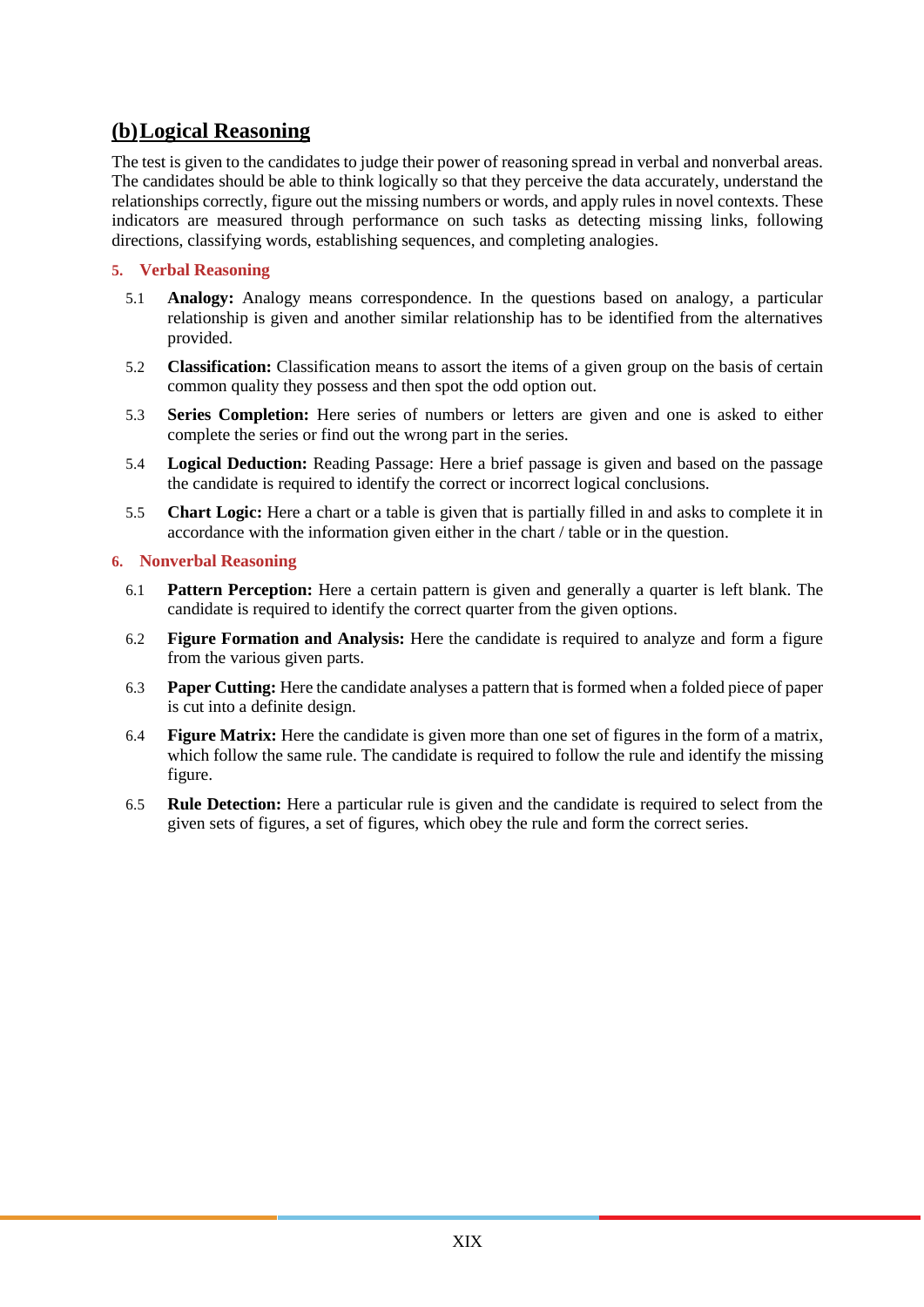## (b) Logical Reasoning

The test is given to the candidates to judge their power of reasoning spread in verbal and nonverbal areas. The candidates should be able to think logically so that they perceive the data accurately, understand the relationships correctly, figure out the missing numbers or words, and apply rules in novel contexts. These indicators are measured through performance on such tasks as detecting missing links, following directions, classifying words, establishing sequences, and completing analogies.

### 5. Verbal Reasoning

5.1 **Analogy:** Analogy means correspondence. In the questions based on analogy, a particular relationship is given and another similar relationship has to be identified from the alternatives provided.

5.2 **Classification:** Classification means to assort the items of a given group on the basis of certain common quality they possess and then spot the odd option out.

5.3 **Series Completion:** Here series of numbers or letters are given and one is asked to either complete the series or find out the wrong part in the series.

5.4 **Logical Deduction:** Reading Passage: Here a brief passage is given and based on the passage the candidate is required to identify the correct or incorrect logical conclusions.

5.5 **Chart Logic:** Here a chart or a table is given that is partially filled in and asks to complete it in accordance with the information given either in the chart / table or in the question.

### 6. Nonverbal Reasoning

6.1 **Pattern Perception:** Here a certain pattern is given and generally a quarter is left blank. The candidate is required to identify the correct quarter from the given options.

6.2 **Figure Formation and Analysis:** Here the candidate is required to analyze and form a figure from the various given parts.

6.3 **Paper Cutting:** Here the candidate analyses a pattern that is formed when a folded piece of paper is cut into a definite design.

6.4 **Figure Matrix:** Here the candidate is given more than one set of figures in the form of a matrix, which follow the same rule. The candidate is required to follow the rule and identify the missing figure.

6.5 **Rule Detection:** Here a particular rule is given and the candidate is required to select from the given sets of figures, a set of figures, which obey the rule and form the correct series.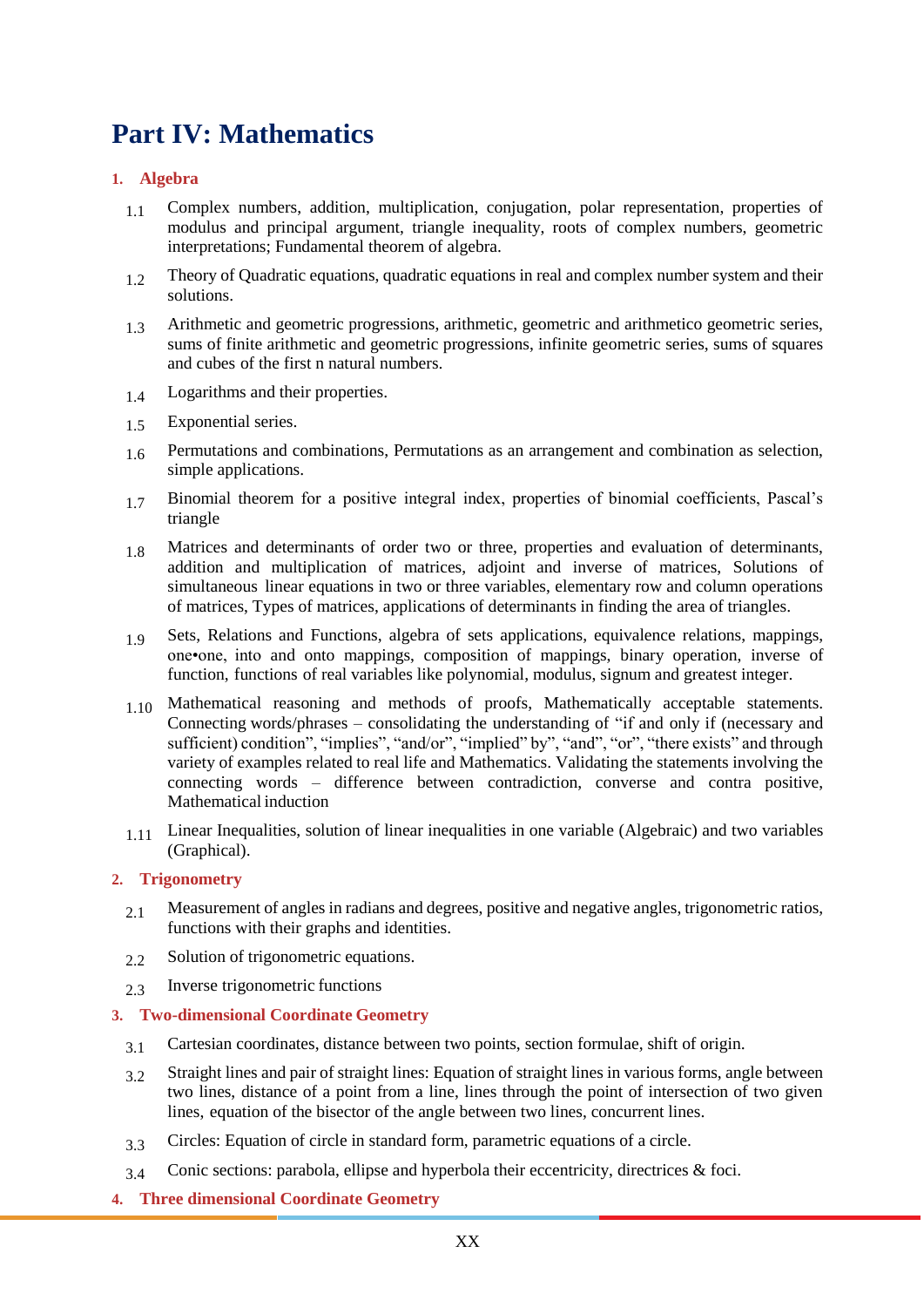# Part IV: Mathematics

## 1. Algebra

1.1 Complex numbers, addition, multiplication, conjugation, polar representation, properties of modulus and principal argument, triangle inequality, roots of complex numbers, geometric interpretations; Fundamental theorem of algebra.

1.2 Theory of Quadratic equations, quadratic equations in real and complex number system and their solutions.

1.3 Arithmetic and geometric progressions, arithmetic, geometric and arithmetico geometric series, sums of finite arithmetic and geometric progressions, infinite geometric series, sums of squares and cubes of the first n natural numbers.

1.4 Logarithms and their properties.

1.5 Exponential series.

1.6 Permutations and combinations, Permutations as an arrangement and combination as selection, simple applications.

1.7 Binomial theorem for a positive integral index, properties of binomial coefficients, Pascal's triangle

1.8 Matrices and determinants of order two or three, properties and evaluation of determinants, addition and multiplication of matrices, adjoint and inverse of matrices, Solutions of simultaneous linear equations in two or three variables, elementary row and column operations of matrices, Types of matrices, applications of determinants in finding the area of triangles.

1.9 Sets, Relations and Functions, algebra of sets applications, equivalence relations, mappings, one•one, into and onto mappings, composition of mappings, binary operation, inverse of function, functions of real variables like polynomial, modulus, signum and greatest integer.

1.10 Mathematical reasoning and methods of proofs, Mathematically acceptable statements. Connecting words/phrases – consolidating the understanding of "if and only if (necessary and sufficient) condition", "implies", "and/or", "implied" by", "and", "or", "there exists" and through variety of examples related to real life and Mathematics. Validating the statements involving the connecting words – difference between contradiction, converse and contra positive, Mathematical induction

1.11 Linear Inequalities, solution of linear inequalities in one variable (Algebraic) and two variables (Graphical).

## 2. Trigonometry

2.1 Measurement of angles in radians and degrees, positive and negative angles, trigonometric ratios, functions with their graphs and identities.

2.2 Solution of trigonometric equations.

2.3 Inverse trigonometric functions

## 3. Two-dimensional Coordinate Geometry

3.1 Cartesian coordinates, distance between two points, section formulae, shift of origin.

3.2 Straight lines and pair of straight lines: Equation of straight lines in various forms, angle between two lines, distance of a point from a line, lines through the point of intersection of two given lines, equation of the bisector of the angle between two lines, concurrent lines.

3.3 Circles: Equation of circle in standard form, parametric equations of a circle.

3.4 Conic sections: parabola, ellipse and hyperbola their eccentricity, directrices & foci.

## 4. Three dimensional Coordinate Geometry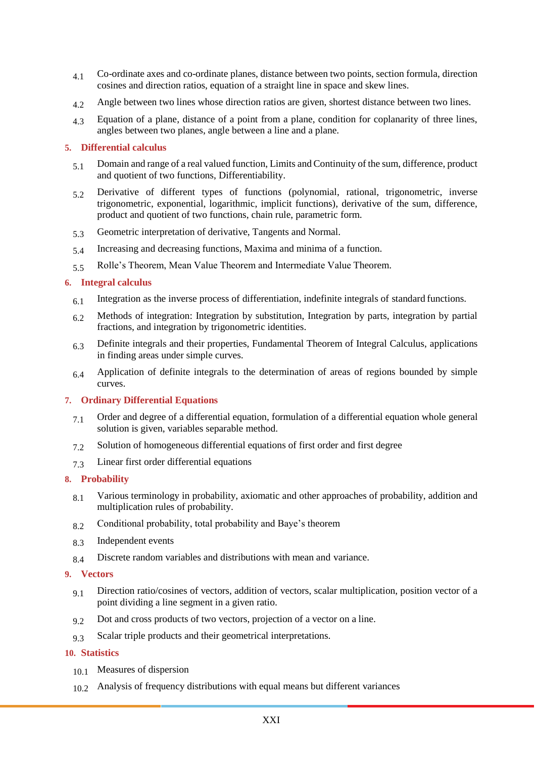4.1 Co-ordinate axes and co-ordinate planes, distance between two points, section formula, direction cosines and direction ratios, equation of a straight line in space and skew lines.

4.2 Angle between two lines whose direction ratios are given, shortest distance between two lines.

4.3 Equation of a plane, distance of a point from a plane, condition for coplanarity of three lines, angles between two planes, angle between a line and a plane.

## 5. Differential calculus

5.1 Domain and range of a real valued function, Limits and Continuity of the sum, difference, product and quotient of two functions, Differentiability.

5.2 Derivative of different types of functions (polynomial, rational, trigonometric, inverse trigonometric, exponential, logarithmic, implicit functions), derivative of the sum, difference, product and quotient of two functions, chain rule, parametric form.

5.3 Geometric interpretation of derivative, Tangents and Normal.

5.4 Increasing and decreasing functions, Maxima and minima of a function.

5.5 Rolle's Theorem, Mean Value Theorem and Intermediate Value Theorem.

## 6. Integral calculus

6.1 Integration as the inverse process of differentiation, indefinite integrals of standard functions.

6.2 Methods of integration: Integration by substitution, Integration by parts, integration by partial fractions, and integration by trigonometric identities.

6.3 Definite integrals and their properties, Fundamental Theorem of Integral Calculus, applications in finding areas under simple curves.

6.4 Application of definite integrals to the determination of areas of regions bounded by simple curves.

## 7. Ordinary Differential Equations

7.1 Order and degree of a differential equation, formulation of a differential equation whole general solution is given, variables separable method.

7.2 Solution of homogeneous differential equations of first order and first degree

7.3 Linear first order differential equations

## 8. Probability

8.1 Various terminology in probability, axiomatic and other approaches of probability, addition and multiplication rules of probability.

8.2 Conditional probability, total probability and Baye's theorem

8.3 Independent events

8.4 Discrete random variables and distributions with mean and variance.

## 9. Vectors

9.1 Direction ratio/cosines of vectors, addition of vectors, scalar multiplication, position vector of a point dividing a line segment in a given ratio.

9.2 Dot and cross products of two vectors, projection of a vector on a line.

9.3 Scalar triple products and their geometrical interpretations.

## 10. Statistics

10.1 Measures of dispersion

10.2 Analysis of frequency distributions with equal means but different variances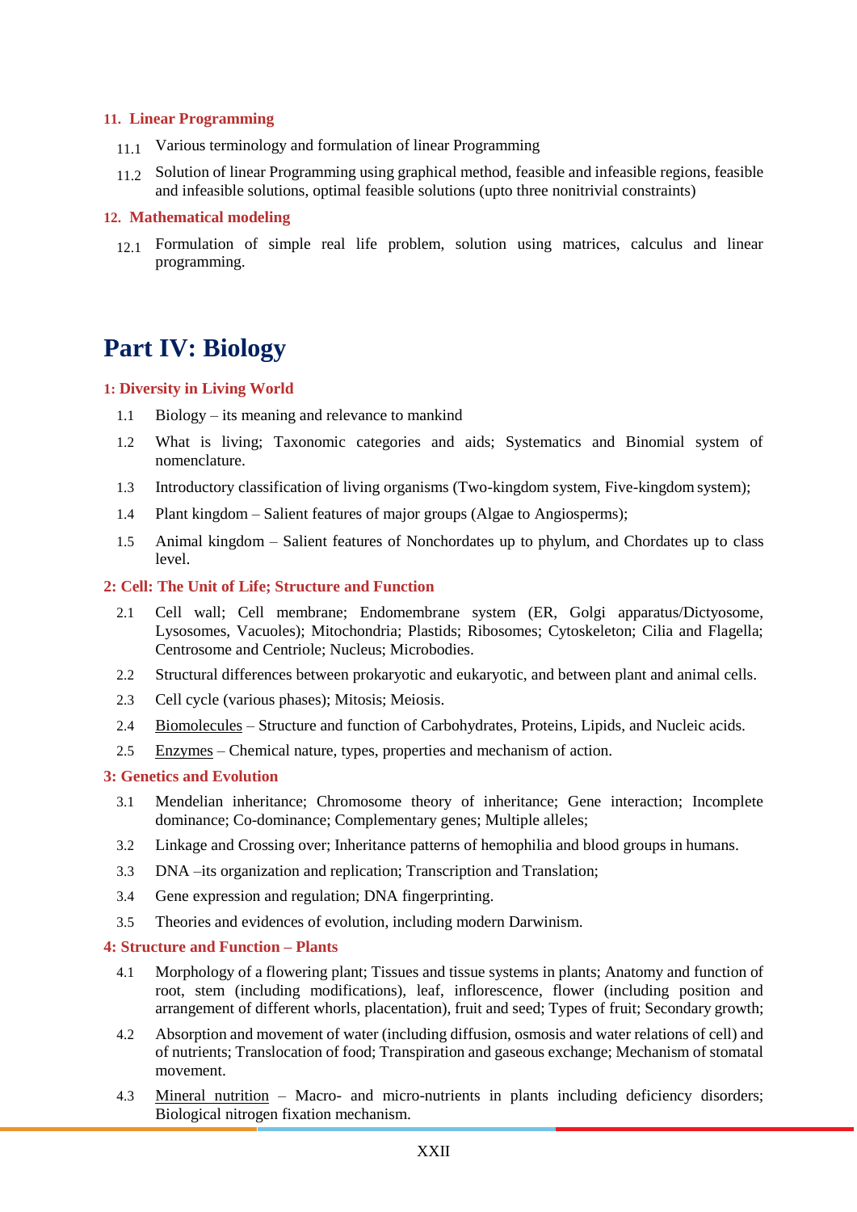### 11. Linear Programming

11.1 Various terminology and formulation of linear Programming

11.2 Solution of linear Programming using graphical method, feasible and infeasible regions, feasible and infeasible solutions, optimal feasible solutions (upto three nontrivial constraints)

### 12. Mathematical modeling

12.1 Formulation of simple real life problem, solution using matrices, calculus and linear programming.

# Part IV: Biology

### 1: Diversity in Living World

1.1 Biology – its meaning and relevance to mankind

1.2 What is living; Taxonomic categories and aids; Systematics and Binomial system of nomenclature.

1.3 Introductory classification of living organisms (Two-kingdom system, Five-kingdom system);

1.4 Plant kingdom – Salient features of major groups (Algae to Angiosperms);

1.5 Animal kingdom – Salient features of Nonchordates up to phylum, and Chordates up to class level.

### 2: Cell: The Unit of Life; Structure and Function

2.1 Cell wall; Cell membrane; Endomembrane system (ER, Golgi apparatus/Dictyosome, Lysosomes, Vacuoles); Mitochondria; Plastids; Ribosomes; Cytoskeleton; Cilia and Flagella; Centrosome and Centriole; Nucleus; Microbodies.

2.2 Structural differences between prokaryotic and eukaryotic, and between plant and animal cells.

2.3 Cell cycle (various phases); Mitosis; Meiosis.

2.4 Biomolecules – Structure and function of Carbohydrates, Proteins, Lipids, and Nucleic acids.

2.5 Enzymes – Chemical nature, types, properties and mechanism of action.

### 3: Genetics and Evolution

3.1 Mendelian inheritance; Chromosome theory of inheritance; Gene interaction; Incomplete dominance; Co-dominance; Complementary genes; Multiple alleles;

3.2 Linkage and Crossing over; Inheritance patterns of hemophilia and blood groups in humans.

3.3 DNA –its organization and replication; Transcription and Translation;

3.4 Gene expression and regulation; DNA fingerprinting.

3.5 Theories and evidences of evolution, including modern Darwinism.

### 4: Structure and Function – Plants

4.1 Morphology of a flowering plant; Tissues and tissue systems in plants; Anatomy and function of root, stem (including modifications), leaf, inflorescence, flower (including position and arrangement of different whorls, placentation), fruit and seed; Types of fruit; Secondary growth;

4.2 Absorption and movement of water (including diffusion, osmosis and water relations of cell) and of nutrients; Translocation of food; Transpiration and gaseous exchange; Mechanism of stomatal movement.

4.3 Mineral nutrition – Macro- and micro-nutrients in plants including deficiency disorders; Biological nitrogen fixation mechanism.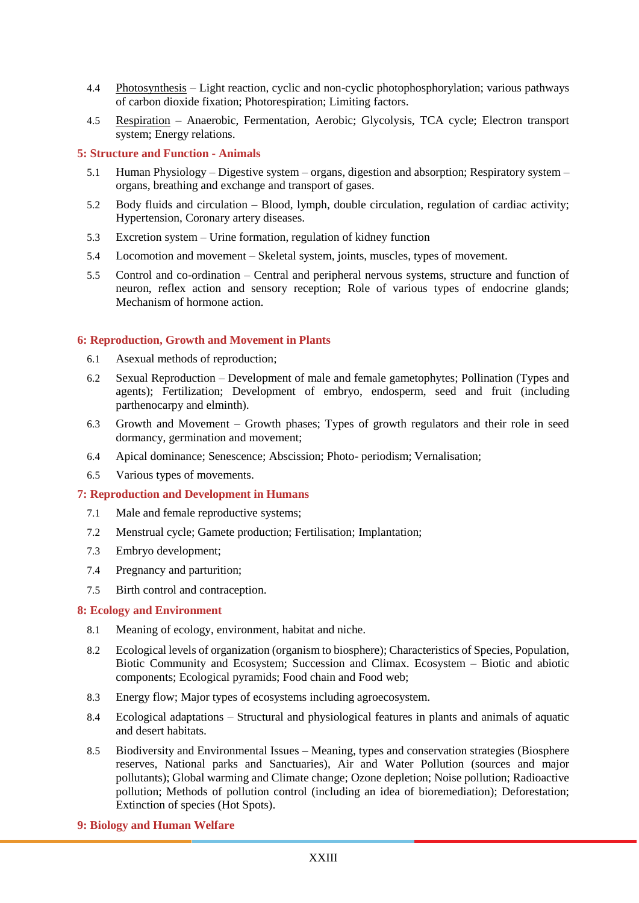4.4 <u>Photosynthesis</u> – Light reaction, cyclic and non-cyclic photophosphorylation; various pathways of carbon dioxide fixation; Photorespiration; Limiting factors.

4.5 <u>Respiration</u> – Anaerobic, Fermentation, Aerobic; Glycolysis, TCA cycle; Electron transport system; Energy relations.

### 5: Structure and Function - Animals

5.1 Human Physiology – Digestive system – organs, digestion and absorption; Respiratory system – organs, breathing and exchange and transport of gases.

5.2 Body fluids and circulation – Blood, lymph, double circulation, regulation of cardiac activity; Hypertension, Coronary artery diseases.

5.3 Excretion system – Urine formation, regulation of kidney function

5.4 Locomotion and movement – Skeletal system, joints, muscles, types of movement.

5.5 Control and co-ordination – Central and peripheral nervous systems, structure and function of neuron, reflex action and sensory reception; Role of various types of endocrine glands; Mechanism of hormone action.

### 6: Reproduction, Growth and Movement in Plants

6.1 Asexual methods of reproduction;

6.2 Sexual Reproduction – Development of male and female gametophytes; Pollination (Types and agents); Fertilization; Development of embryo, endosperm, seed and fruit (including parthenocarpy and elminth).

6.3 Growth and Movement – Growth phases; Types of growth regulators and their role in seed dormancy, germination and movement;

6.4 Apical dominance; Senescence; Abscission; Photo- periodism; Vernalisation;

6.5 Various types of movements.

### 7: Reproduction and Development in Humans

7.1 Male and female reproductive systems;

7.2 Menstrual cycle; Gamete production; Fertilisation; Implantation;

7.3 Embryo development;

7.4 Pregnancy and parturition;

7.5 Birth control and contraception.

### 8: Ecology and Environment

8.1 Meaning of ecology, environment, habitat and niche.

8.2 Ecological levels of organization (organism to biosphere); Characteristics of Species, Population, Biotic Community and Ecosystem; Succession and Climax. Ecosystem – Biotic and abiotic components; Ecological pyramids; Food chain and Food web;

8.3 Energy flow; Major types of ecosystems including agroecosystem.

8.4 Ecological adaptations – Structural and physiological features in plants and animals of aquatic and desert habitats.

8.5 Biodiversity and Environmental Issues – Meaning, types and conservation strategies (Biosphere reserves, National parks and Sanctuaries), Air and Water Pollution (sources and major pollutants); Global warming and Climate change; Ozone depletion; Noise pollution; Radioactive pollution; Methods of pollution control (including an idea of bioremediation); Deforestation; Extinction of species (Hot Spots).

### 9: Biology and Human Welfare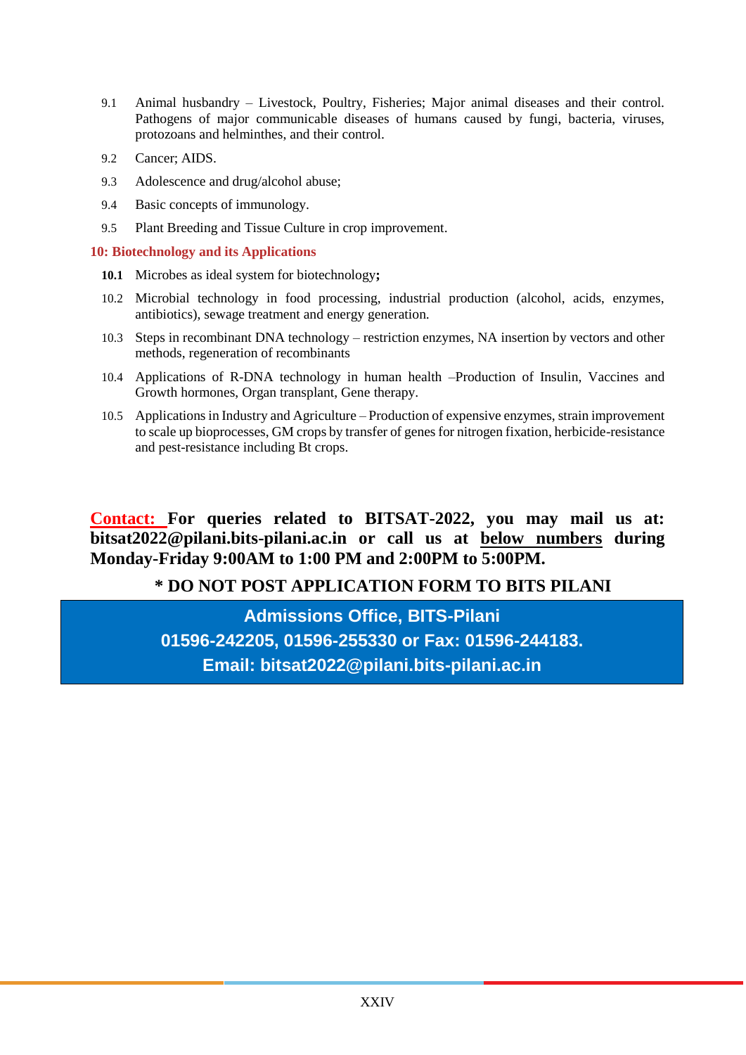9.1 Animal husbandry – Livestock, Poultry, Fisheries; Major animal diseases and their control. Pathogens of major communicable diseases of humans caused by fungi, bacteria, viruses, protozoans and helminthes, and their control.

9.2 Cancer; AIDS.

9.3 Adolescence and drug/alcohol abuse;

9.4 Basic concepts of immunology.

9.5 Plant Breeding and Tissue Culture in crop improvement.

### 10: Biotechnology and its Applications

**10.1** Microbes as ideal system for biotechnology**;**

10.2 Microbial technology in food processing, industrial production (alcohol, acids, enzymes, antibiotics), sewage treatment and energy generation.

10.3 Steps in recombinant DNA technology – restriction enzymes, NA insertion by vectors and other methods, regeneration of recombinants

10.4 Applications of R-DNA technology in human health –Production of Insulin, Vaccines and Growth hormones, Organ transplant, Gene therapy.

10.5 Applications in Industry and Agriculture – Production of expensive enzymes, strain improvement to scale up bioprocesses, GM crops by transfer of genes for nitrogen fixation, herbicide-resistance and pest-resistance including Bt crops.

**Contact: For queries related to BITSAT-2022, you may mail us at: bitsat2022@pilani.bits-pilani.ac.in or call us at below numbers during Monday-Friday 9:00AM to 1:00 PM and 2:00PM to 5:00PM.**

**\* DO NOT POST APPLICATION FORM TO BITS PILANI**

**Admissions Office, BITS-Pilani**
**01596-242205, 01596-255330 or Fax: 01596-244183.**
**Email: bitsat2022@pilani.bits-pilani.ac.in**